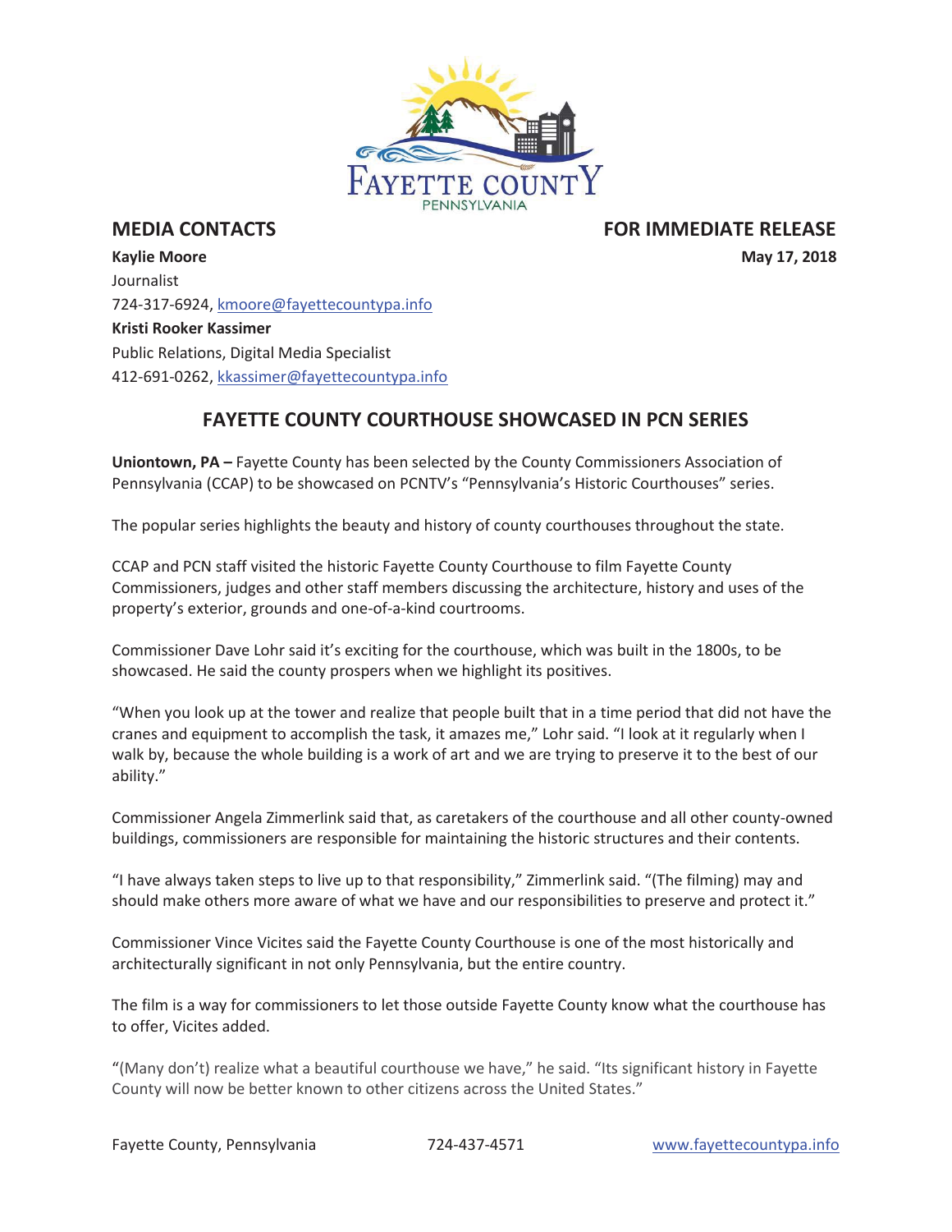FAYETTE COUNTY
PENNSYLVANIA

**MEDIA CONTACTS** **FOR IMMEDIATE RELEASE**

**May 17, 2018**

**Kaylie Moore**
Journalist
724-317-6924, kmoore@fayettecountypa.info

**Kristi Rooker Kassimer**
Public Relations, Digital Media Specialist
412-691-0262, kkassimer@fayettecountypa.info

## FAYETTE COUNTY COURTHOUSE SHOWCASED IN PCN SERIES

**Uniontown, PA –** Fayette County has been selected by the County Commissioners Association of Pennsylvania (CCAP) to be showcased on PCNTV's "Pennsylvania's Historic Courthouses" series.

The popular series highlights the beauty and history of county courthouses throughout the state.

CCAP and PCN staff visited the historic Fayette County Courthouse to film Fayette County Commissioners, judges and other staff members discussing the architecture, history and uses of the property's exterior, grounds and one-of-a-kind courtrooms.

Commissioner Dave Lohr said it's exciting for the courthouse, which was built in the 1800s, to be showcased. He said the county prospers when we highlight its positives.

"When you look up at the tower and realize that people built that in a time period that did not have the cranes and equipment to accomplish the task, it amazes me," Lohr said. "I look at it regularly when I walk by, because the whole building is a work of art and we are trying to preserve it to the best of our ability."

Commissioner Angela Zimmerlink said that, as caretakers of the courthouse and all other county-owned buildings, commissioners are responsible for maintaining the historic structures and their contents.

"I have always taken steps to live up to that responsibility," Zimmerlink said. "(The filming) may and should make others more aware of what we have and our responsibilities to preserve and protect it."

Commissioner Vince Vicites said the Fayette County Courthouse is one of the most historically and architecturally significant in not only Pennsylvania, but the entire country.

The film is a way for commissioners to let those outside Fayette County know what the courthouse has to offer, Vicites added.

"(Many don't) realize what a beautiful courthouse we have," he said. "Its significant history in Fayette County will now be better known to other citizens across the United States."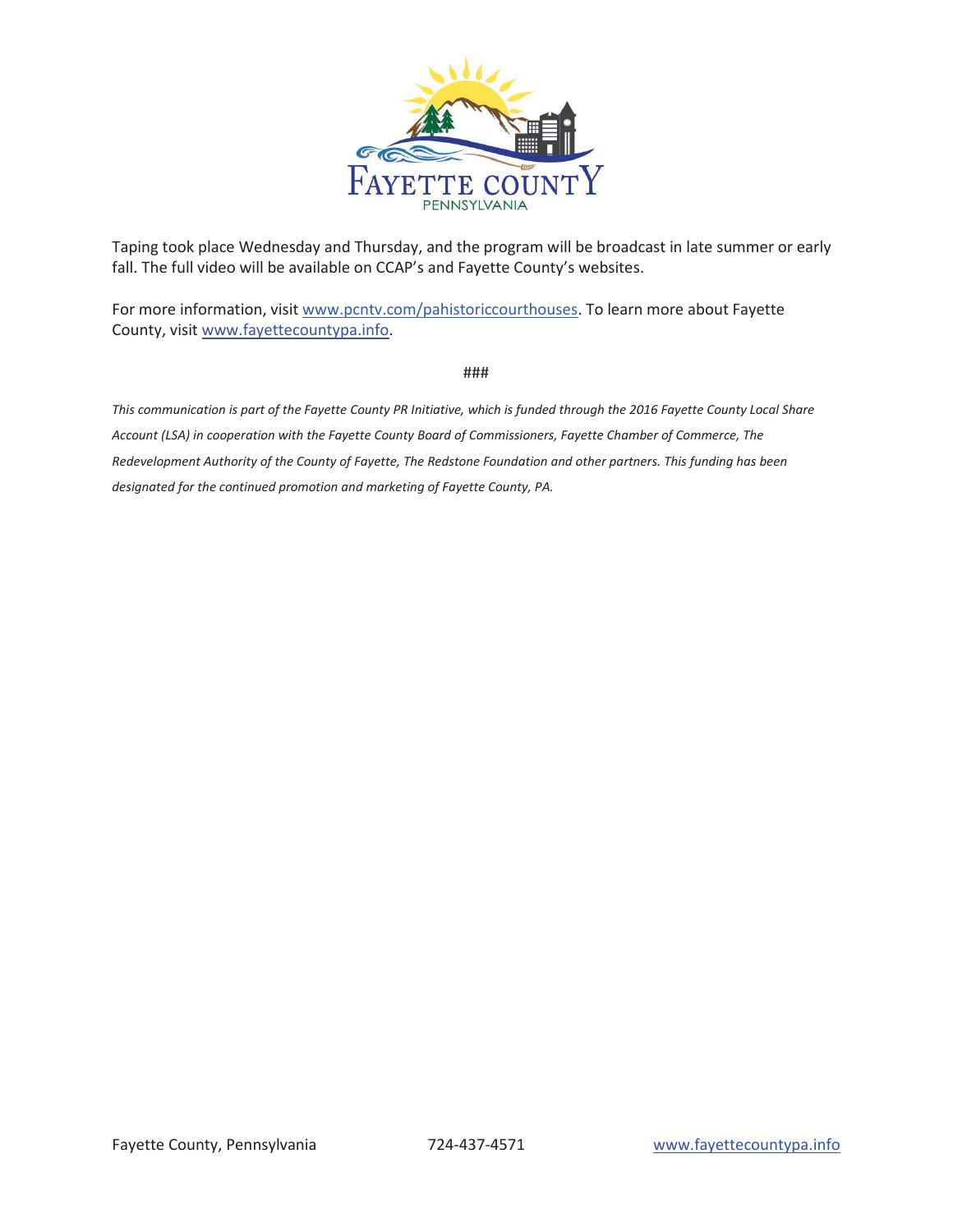Taping took place Wednesday and Thursday, and the program will be broadcast in late summer or early fall. The full video will be available on CCAP's and Fayette County's websites.

For more information, visit [www.pcntv.com/pahistoriccourthouses](http://www.pcntv.com/pahistoriccourthouses). To learn more about Fayette County, visit [www.fayettecountypa.info](http://www.fayettecountypa.info).

###

*This communication is part of the Fayette County PR Initiative, which is funded through the 2016 Fayette County Local Share Account (LSA) in cooperation with the Fayette County Board of Commissioners, Fayette Chamber of Commerce, The Redevelopment Authority of the County of Fayette, The Redstone Foundation and other partners. This funding has been designated for the continued promotion and marketing of Fayette County, PA.*